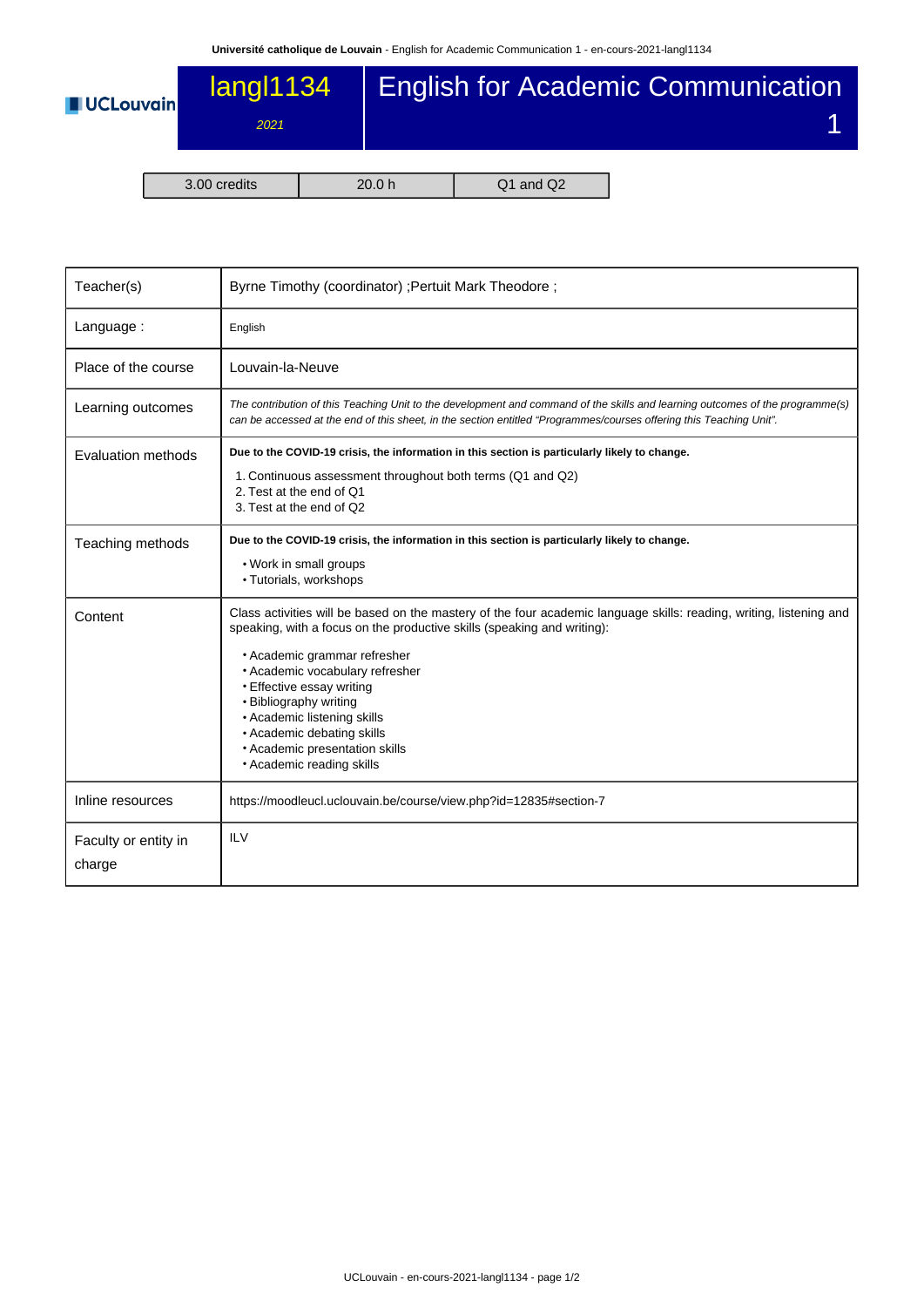# langl1134 — English for Academic Communication 1

*2021*

| 3.00 credits | 20.0 h | Q1 and Q2 |
|---|---|---|

| | |
|---|---|
| Teacher(s) | Byrne Timothy (coordinator) ;Pertuit Mark Theodore ; |
| Language : | English |
| Place of the course | Louvain-la-Neuve |
| Learning outcomes | *The contribution of this Teaching Unit to the development and command of the skills and learning outcomes of the programme(s) can be accessed at the end of this sheet, in the section entitled "Programmes/courses offering this Teaching Unit".* |
| Evaluation methods | **Due to the COVID-19 crisis, the information in this section is particularly likely to change.**<br>1. Continuous assessment throughout both terms (Q1 and Q2)<br>2. Test at the end of Q1<br>3. Test at the end of Q2 |
| Teaching methods | **Due to the COVID-19 crisis, the information in this section is particularly likely to change.**<br>• Work in small groups<br>• Tutorials, workshops |
| Content | Class activities will be based on the mastery of the four academic language skills: reading, writing, listening and speaking, with a focus on the productive skills (speaking and writing):<br>• Academic grammar refresher<br>• Academic vocabulary refresher<br>• Effective essay writing<br>• Bibliography writing<br>• Academic listening skills<br>• Academic debating skills<br>• Academic presentation skills<br>• Academic reading skills |
| Inline resources | https://moodleucl.uclouvain.be/course/view.php?id=12835#section-7 |
| Faculty or entity in charge | ILV |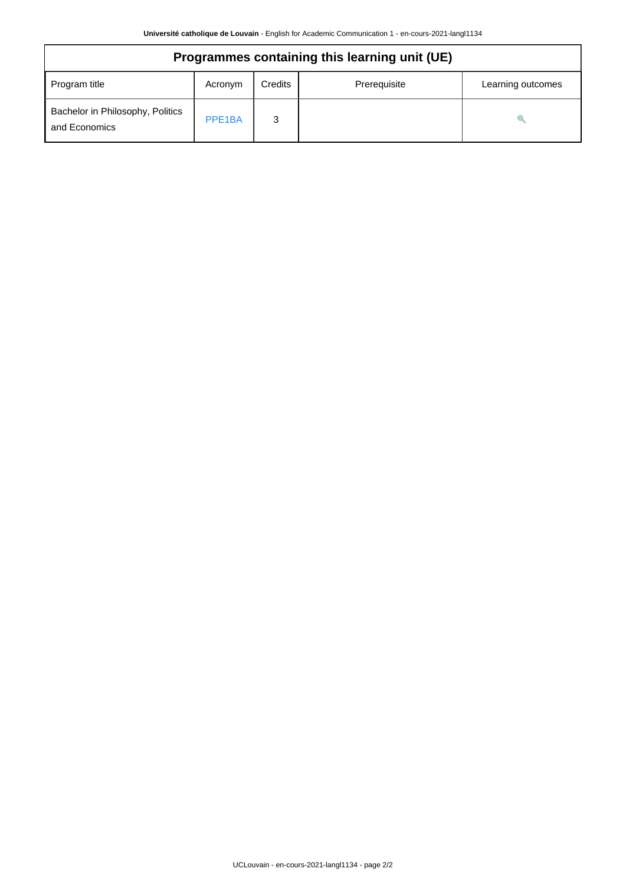## Programmes containing this learning unit (UE)

| Program title | Acronym | Credits | Prerequisite | Learning outcomes |
|---|---|---|---|---|
| Bachelor in Philosophy, Politics and Economics | PPE1BA | 3 | | |